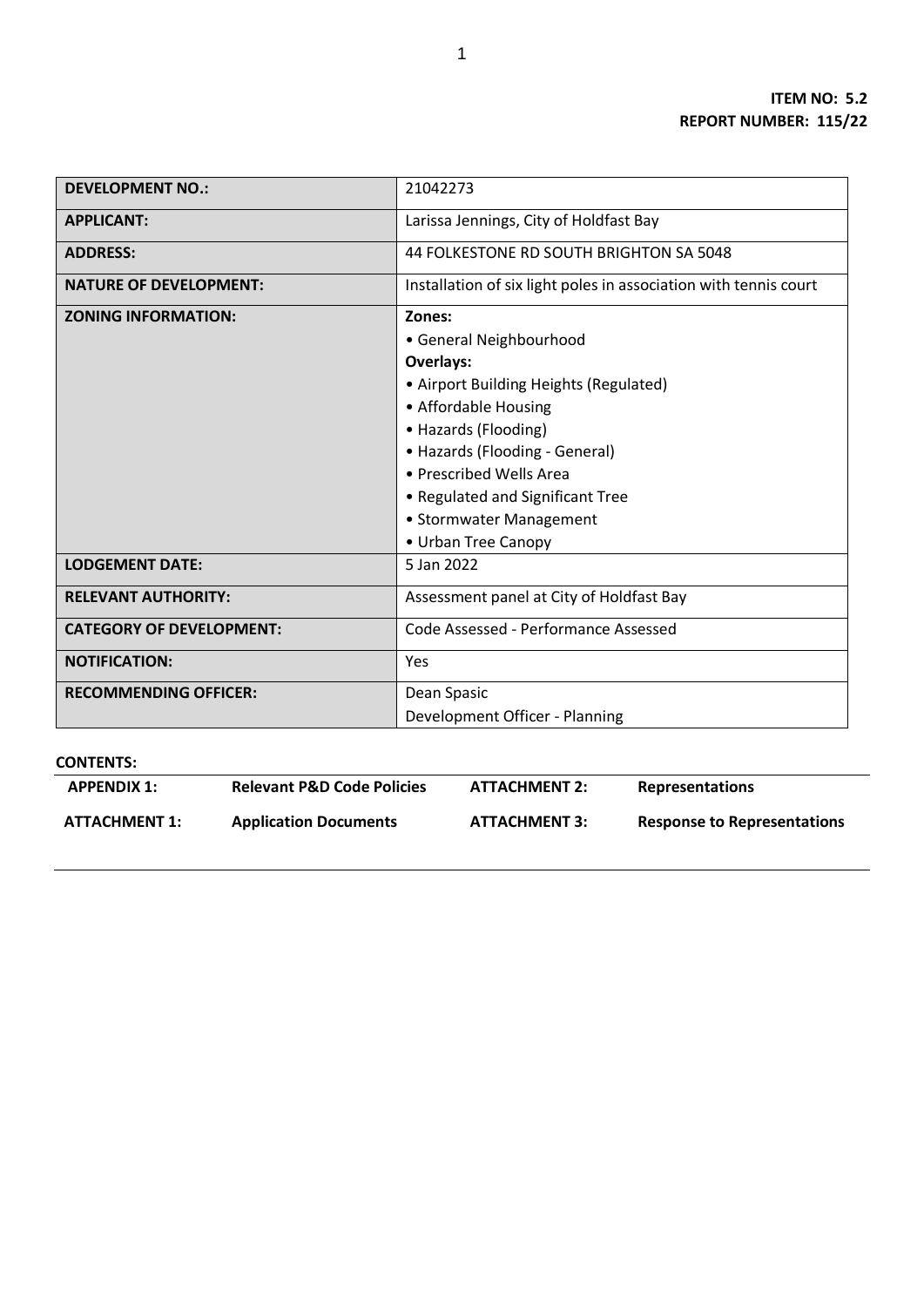**ITEM NO: 5.2**
**REPORT NUMBER: 115/22**

| | |
|---|---|
| **DEVELOPMENT NO.:** | 21042273 |
| **APPLICANT:** | Larissa Jennings, City of Holdfast Bay |
| **ADDRESS:** | 44 FOLKESTONE RD SOUTH BRIGHTON SA 5048 |
| **NATURE OF DEVELOPMENT:** | Installation of six light poles in association with tennis court |
| **ZONING INFORMATION:** | **Zones:**<br>• General Neighbourhood<br>**Overlays:**<br>• Airport Building Heights (Regulated)<br>• Affordable Housing<br>• Hazards (Flooding)<br>• Hazards (Flooding - General)<br>• Prescribed Wells Area<br>• Regulated and Significant Tree<br>• Stormwater Management<br>• Urban Tree Canopy |
| **LODGEMENT DATE:** | 5 Jan 2022 |
| **RELEVANT AUTHORITY:** | Assessment panel at City of Holdfast Bay |
| **CATEGORY OF DEVELOPMENT:** | Code Assessed - Performance Assessed |
| **NOTIFICATION:** | Yes |
| **RECOMMENDING OFFICER:** | Dean Spasic<br>Development Officer - Planning |

**CONTENTS:**

| | | | |
|---|---|---|---|
| **APPENDIX 1:** | **Relevant P&D Code Policies** | **ATTACHMENT 2:** | **Representations** |
| **ATTACHMENT 1:** | **Application Documents** | **ATTACHMENT 3:** | **Response to Representations** |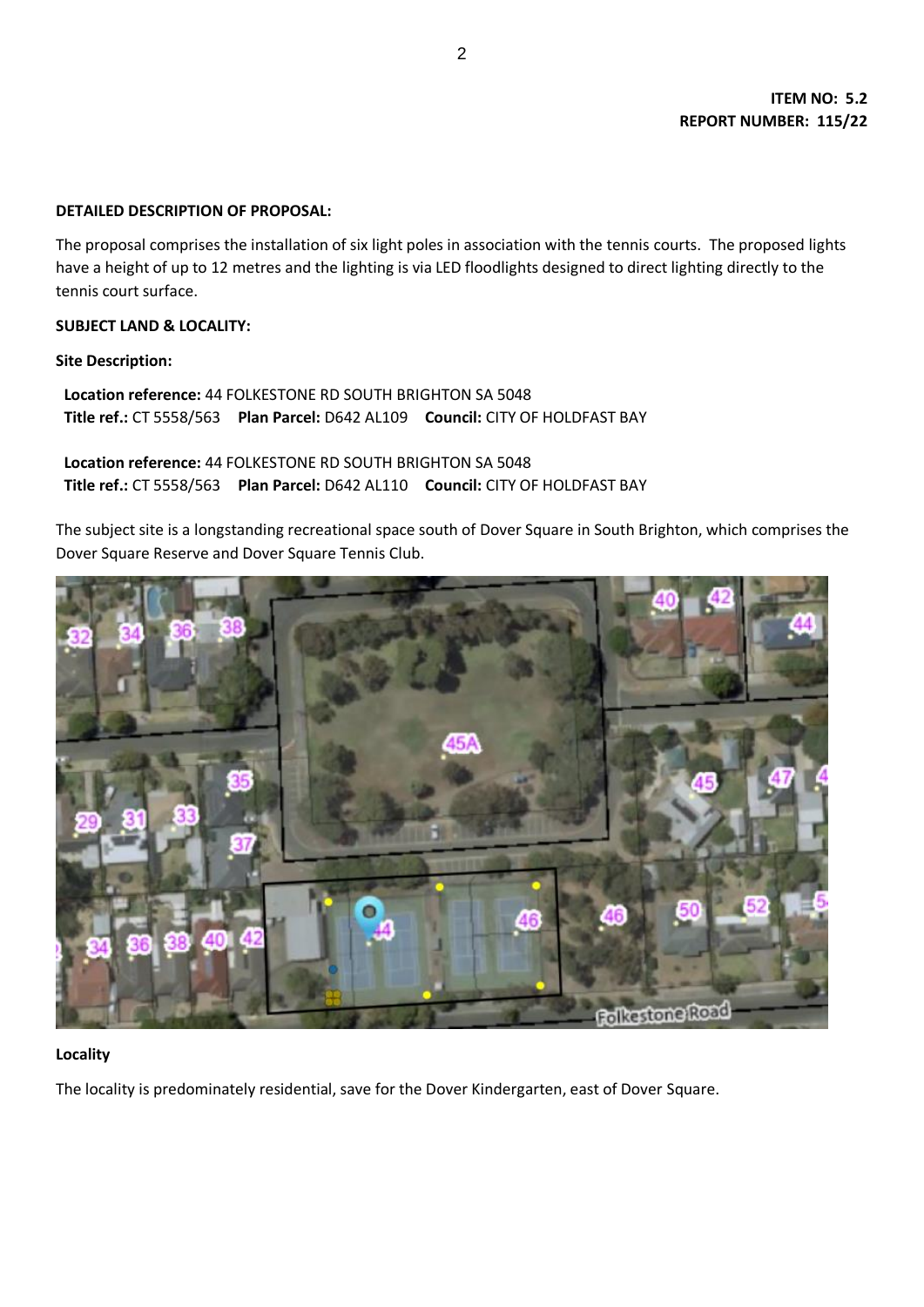**ITEM NO: 5.2**
**REPORT NUMBER: 115/22**

**DETAILED DESCRIPTION OF PROPOSAL:**

The proposal comprises the installation of six light poles in association with the tennis courts. The proposed lights have a height of up to 12 metres and the lighting is via LED floodlights designed to direct lighting directly to the tennis court surface.

**SUBJECT LAND & LOCALITY:**

**Site Description:**

**Location reference:** 44 FOLKESTONE RD SOUTH BRIGHTON SA 5048
**Title ref.:** CT 5558/563 **Plan Parcel:** D642 AL109 **Council:** CITY OF HOLDFAST BAY

**Location reference:** 44 FOLKESTONE RD SOUTH BRIGHTON SA 5048
**Title ref.:** CT 5558/563 **Plan Parcel:** D642 AL110 **Council:** CITY OF HOLDFAST BAY

The subject site is a longstanding recreational space south of Dover Square in South Brighton, which comprises the Dover Square Reserve and Dover Square Tennis Club.

**Locality**

The locality is predominately residential, save for the Dover Kindergarten, east of Dover Square.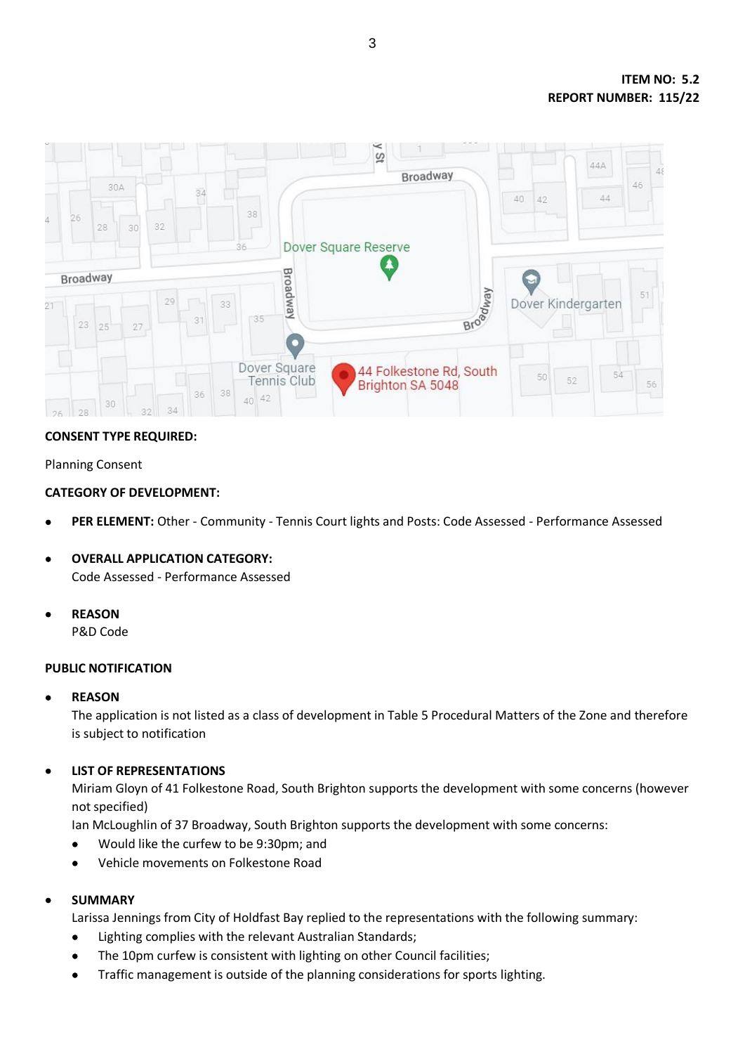**ITEM NO: 5.2**
**REPORT NUMBER: 115/22**

**CONSENT TYPE REQUIRED:**

Planning Consent

**CATEGORY OF DEVELOPMENT:**

- **PER ELEMENT:** Other - Community - Tennis Court lights and Posts: Code Assessed - Performance Assessed

- **OVERALL APPLICATION CATEGORY:**
  Code Assessed - Performance Assessed

- **REASON**
  P&D Code

**PUBLIC NOTIFICATION**

- **REASON**
  The application is not listed as a class of development in Table 5 Procedural Matters of the Zone and therefore is subject to notification

- **LIST OF REPRESENTATIONS**
  Miriam Glogn of 41 Folkestone Road, South Brighton supports the development with some concerns (however not specified)
  Ian McLoughlin of 37 Broadway, South Brighton supports the development with some concerns:
  - Would like the curfew to be 9:30pm; and
  - Vehicle movements on Folkestone Road

- **SUMMARY**
  Larissa Jennings from City of Holdfast Bay replied to the representations with the following summary:
  - Lighting complies with the relevant Australian Standards;
  - The 10pm curfew is consistent with lighting on other Council facilities;
  - Traffic management is outside of the planning considerations for sports lighting.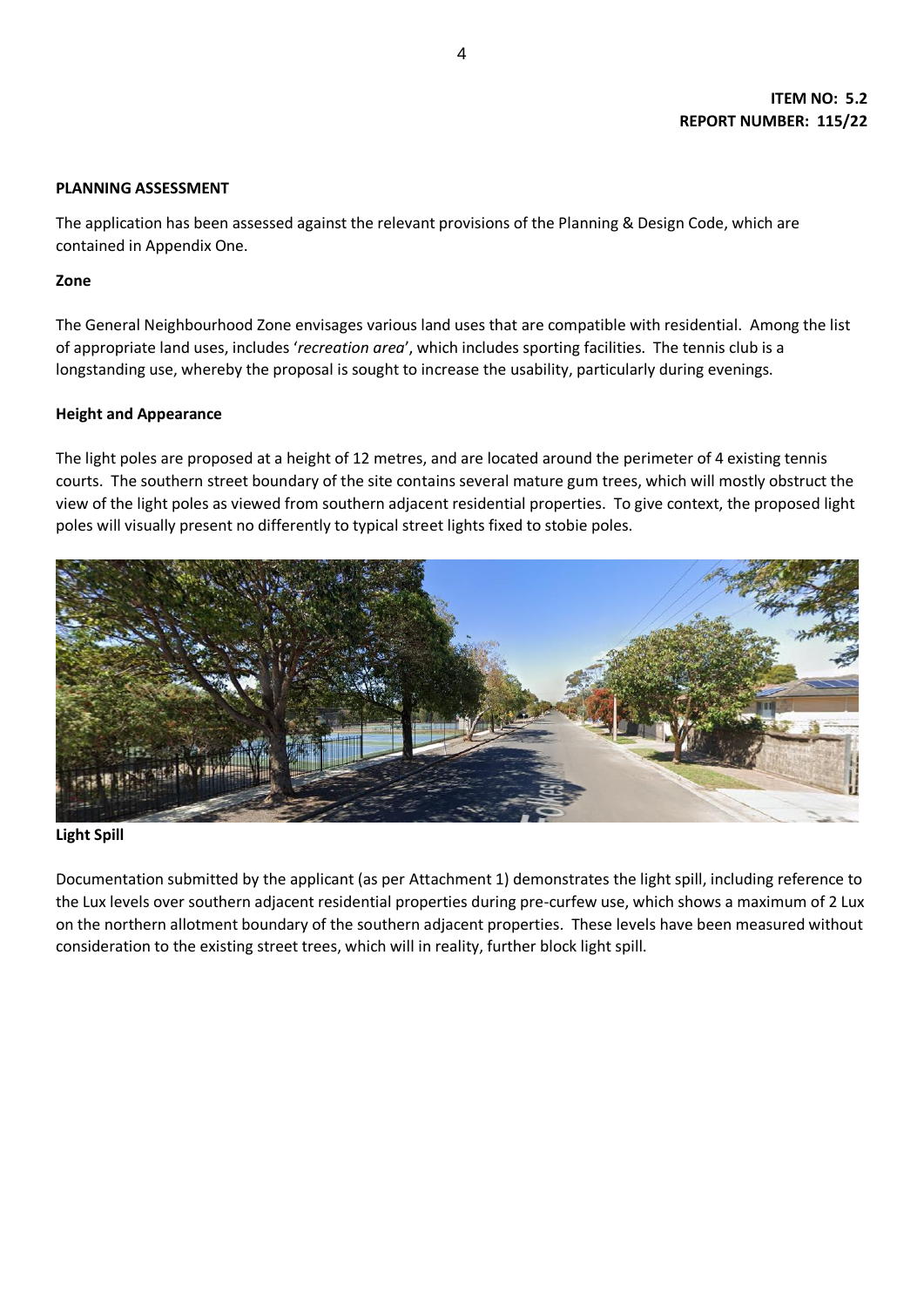**ITEM NO: 5.2**
**REPORT NUMBER: 115/22**

**PLANNING ASSESSMENT**

The application has been assessed against the relevant provisions of the Planning & Design Code, which are contained in Appendix One.

**Zone**

The General Neighbourhood Zone envisages various land uses that are compatible with residential. Among the list of appropriate land uses, includes '*recreation area*', which includes sporting facilities. The tennis club is a longstanding use, whereby the proposal is sought to increase the usability, particularly during evenings.

**Height and Appearance**

The light poles are proposed at a height of 12 metres, and are located around the perimeter of 4 existing tennis courts. The southern street boundary of the site contains several mature gum trees, which will mostly obstruct the view of the light poles as viewed from southern adjacent residential properties. To give context, the proposed light poles will visually present no differently to typical street lights fixed to stobie poles.

**Light Spill**

Documentation submitted by the applicant (as per Attachment 1) demonstrates the light spill, including reference to the Lux levels over southern adjacent residential properties during pre-curfew use, which shows a maximum of 2 Lux on the northern allotment boundary of the southern adjacent properties. These levels have been measured without consideration to the existing street trees, which will in reality, further block light spill.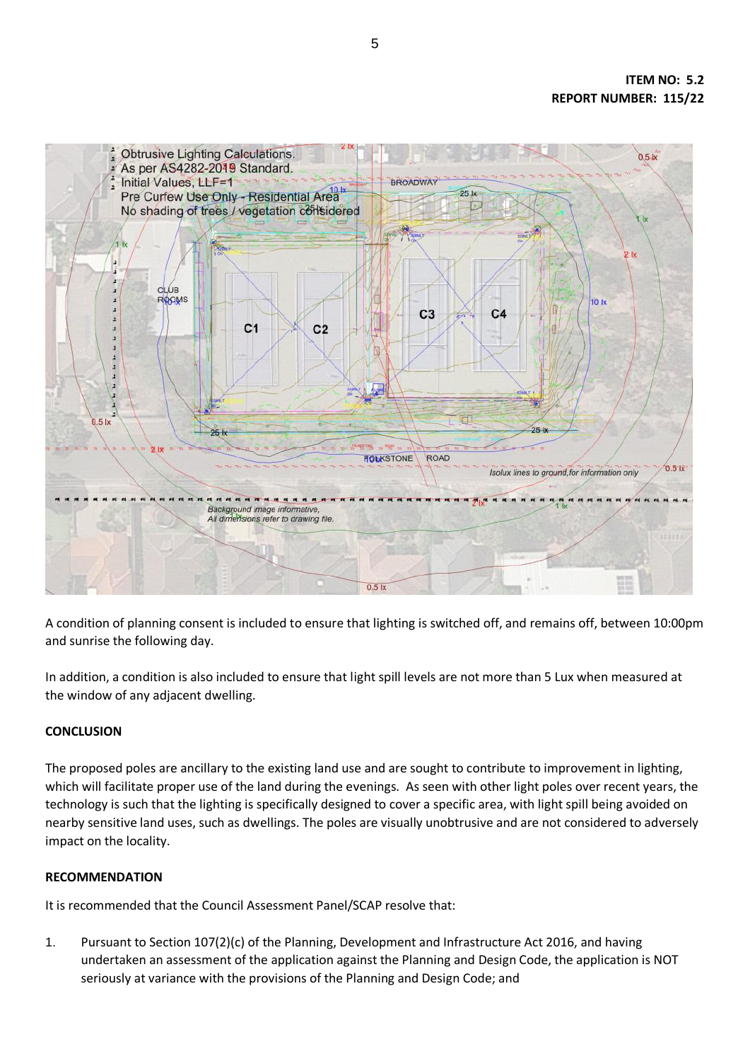A condition of planning consent is included to ensure that lighting is switched off, and remains off, between 10:00pm and sunrise the following day.

In addition, a condition is also included to ensure that light spill levels are not more than 5 Lux when measured at the window of any adjacent dwelling.

**CONCLUSION**

The proposed poles are ancillary to the existing land use and are sought to contribute to improvement in lighting, which will facilitate proper use of the land during the evenings. As seen with other light poles over recent years, the technology is such that the lighting is specifically designed to cover a specific area, with light spill being avoided on nearby sensitive land uses, such as dwellings. The poles are visually unobtrusive and are not considered to adversely impact on the locality.

**RECOMMENDATION**

It is recommended that the Council Assessment Panel/SCAP resolve that:

1. Pursuant to Section 107(2)(c) of the Planning, Development and Infrastructure Act 2016, and having undertaken an assessment of the application against the Planning and Design Code, the application is NOT seriously at variance with the provisions of the Planning and Design Code; and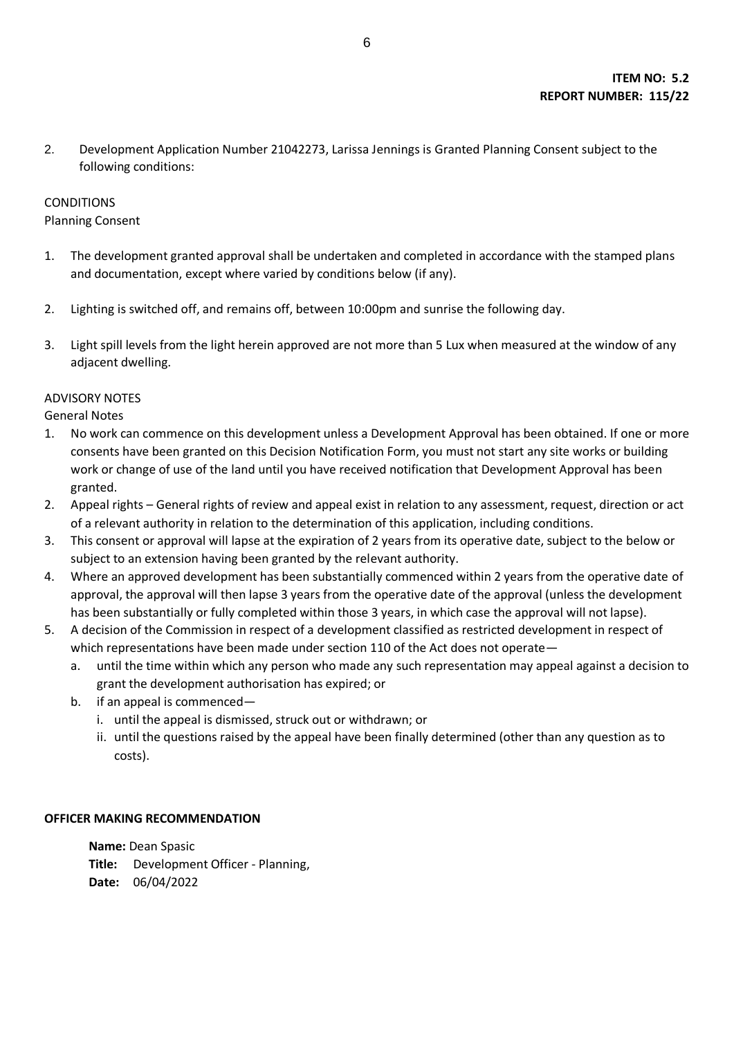**ITEM NO: 5.2**
**REPORT NUMBER: 115/22**

2. Development Application Number 21042273, Larissa Jennings is Granted Planning Consent subject to the following conditions:

CONDITIONS

Planning Consent

1. The development granted approval shall be undertaken and completed in accordance with the stamped plans and documentation, except where varied by conditions below (if any).

2. Lighting is switched off, and remains off, between 10:00pm and sunrise the following day.

3. Light spill levels from the light herein approved are not more than 5 Lux when measured at the window of any adjacent dwelling.

ADVISORY NOTES

General Notes

1. No work can commence on this development unless a Development Approval has been obtained. If one or more consents have been granted on this Decision Notification Form, you must not start any site works or building work or change of use of the land until you have received notification that Development Approval has been granted.
2. Appeal rights – General rights of review and appeal exist in relation to any assessment, request, direction or act of a relevant authority in relation to the determination of this application, including conditions.
3. This consent or approval will lapse at the expiration of 2 years from its operative date, subject to the below or subject to an extension having been granted by the relevant authority.
4. Where an approved development has been substantially commenced within 2 years from the operative date of approval, the approval will then lapse 3 years from the operative date of the approval (unless the development has been substantially or fully completed within those 3 years, in which case the approval will not lapse).
5. A decision of the Commission in respect of a development classified as restricted development in respect of which representations have been made under section 110 of the Act does not operate—
   a. until the time within which any person who made any such representation may appeal against a decision to grant the development authorisation has expired; or
   b. if an appeal is commenced—
      i. until the appeal is dismissed, struck out or withdrawn; or
      ii. until the questions raised by the appeal have been finally determined (other than any question as to costs).

**OFFICER MAKING RECOMMENDATION**

**Name:** Dean Spasic
**Title:** Development Officer - Planning,
**Date:** 06/04/2022